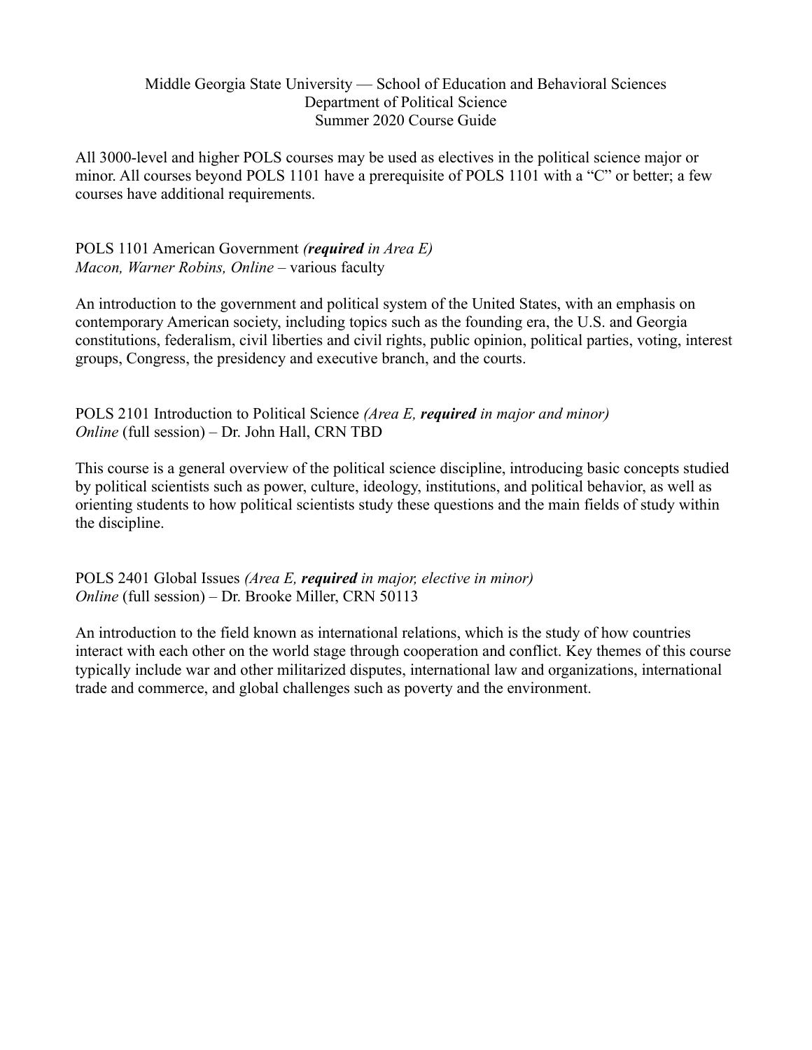Middle Georgia State University — School of Education and Behavioral Sciences
Department of Political Science
Summer 2020 Course Guide

All 3000-level and higher POLS courses may be used as electives in the political science major or minor. All courses beyond POLS 1101 have a prerequisite of POLS 1101 with a "C" or better; a few courses have additional requirements.

POLS 1101 American Government *(**required** in Area E)*
*Macon, Warner Robins, Online* – various faculty

An introduction to the government and political system of the United States, with an emphasis on contemporary American society, including topics such as the founding era, the U.S. and Georgia constitutions, federalism, civil liberties and civil rights, public opinion, political parties, voting, interest groups, Congress, the presidency and executive branch, and the courts.

POLS 2101 Introduction to Political Science *(Area E, **required** in major and minor)*
*Online* (full session) – Dr. John Hall, CRN TBD

This course is a general overview of the political science discipline, introducing basic concepts studied by political scientists such as power, culture, ideology, institutions, and political behavior, as well as orienting students to how political scientists study these questions and the main fields of study within the discipline.

POLS 2401 Global Issues *(Area E, **required** in major, elective in minor)*
*Online* (full session) – Dr. Brooke Miller, CRN 50113

An introduction to the field known as international relations, which is the study of how countries interact with each other on the world stage through cooperation and conflict. Key themes of this course typically include war and other militarized disputes, international law and organizations, international trade and commerce, and global challenges such as poverty and the environment.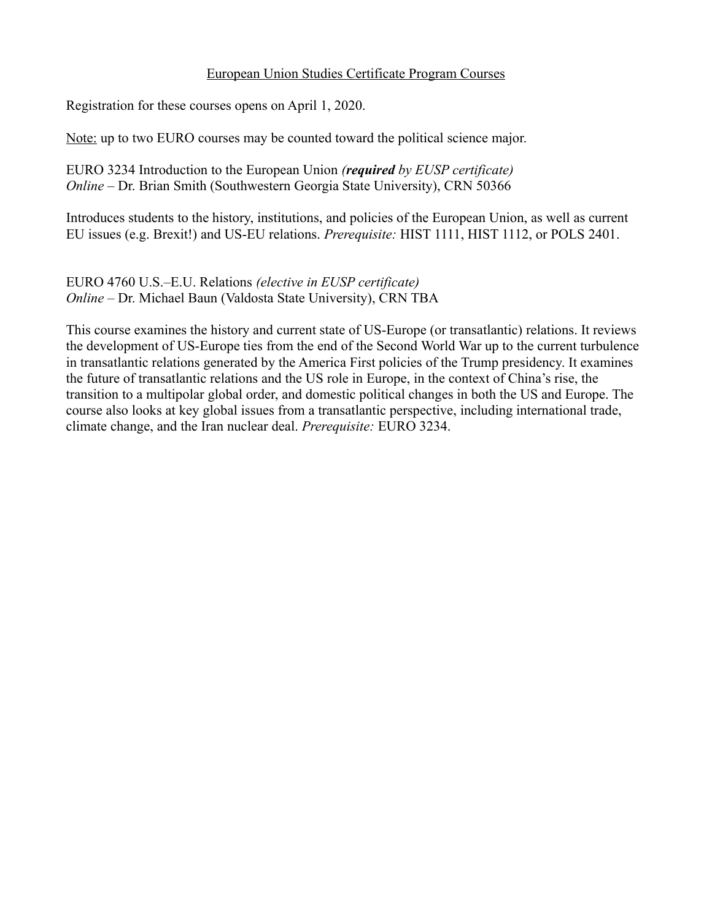European Union Studies Certificate Program Courses

Registration for these courses opens on April 1, 2020.

Note: up to two EURO courses may be counted toward the political science major.

EURO 3234 Introduction to the European Union *(**required** by EUSP certificate)*
*Online* – Dr. Brian Smith (Southwestern Georgia State University), CRN 50366

Introduces students to the history, institutions, and policies of the European Union, as well as current EU issues (e.g. Brexit!) and US-EU relations. *Prerequisite:* HIST 1111, HIST 1112, or POLS 2401.

EURO 4760 U.S.–E.U. Relations *(elective in EUSP certificate)*
*Online* – Dr. Michael Baun (Valdosta State University), CRN TBA

This course examines the history and current state of US-Europe (or transatlantic) relations. It reviews the development of US-Europe ties from the end of the Second World War up to the current turbulence in transatlantic relations generated by the America First policies of the Trump presidency. It examines the future of transatlantic relations and the US role in Europe, in the context of China's rise, the transition to a multipolar global order, and domestic political changes in both the US and Europe. The course also looks at key global issues from a transatlantic perspective, including international trade, climate change, and the Iran nuclear deal. *Prerequisite:* EURO 3234.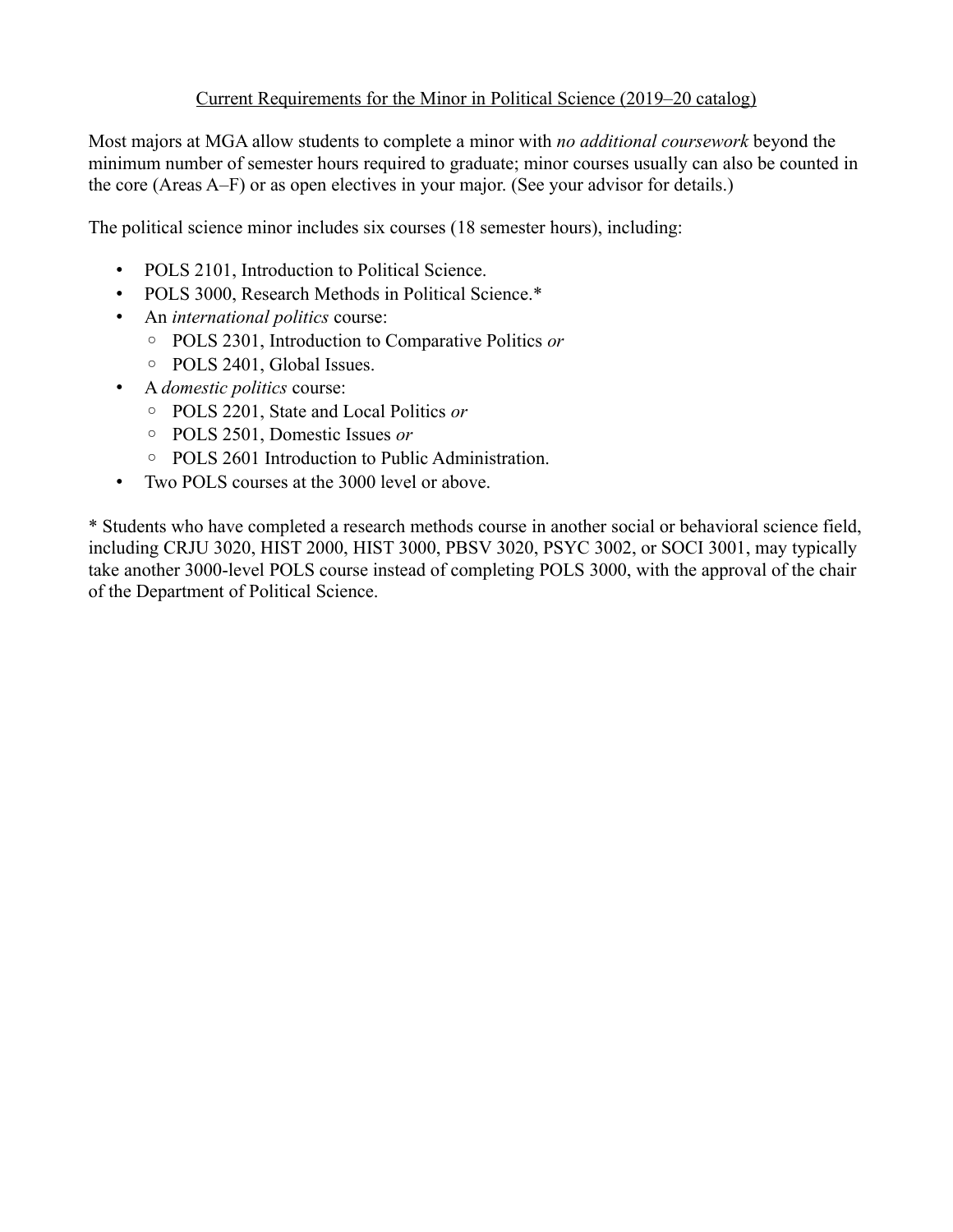## Current Requirements for the Minor in Political Science (2019–20 catalog)

Most majors at MGA allow students to complete a minor with *no additional coursework* beyond the minimum number of semester hours required to graduate; minor courses usually can also be counted in the core (Areas A–F) or as open electives in your major. (See your advisor for details.)

The political science minor includes six courses (18 semester hours), including:

- POLS 2101, Introduction to Political Science.
- POLS 3000, Research Methods in Political Science.*
- An *international politics* course:
  - POLS 2301, Introduction to Comparative Politics *or*
  - POLS 2401, Global Issues.
- A *domestic politics* course:
  - POLS 2201, State and Local Politics *or*
  - POLS 2501, Domestic Issues *or*
  - POLS 2601 Introduction to Public Administration.
- Two POLS courses at the 3000 level or above.

* Students who have completed a research methods course in another social or behavioral science field, including CRJU 3020, HIST 2000, HIST 3000, PBSV 3020, PSYC 3002, or SOCI 3001, may typically take another 3000-level POLS course instead of completing POLS 3000, with the approval of the chair of the Department of Political Science.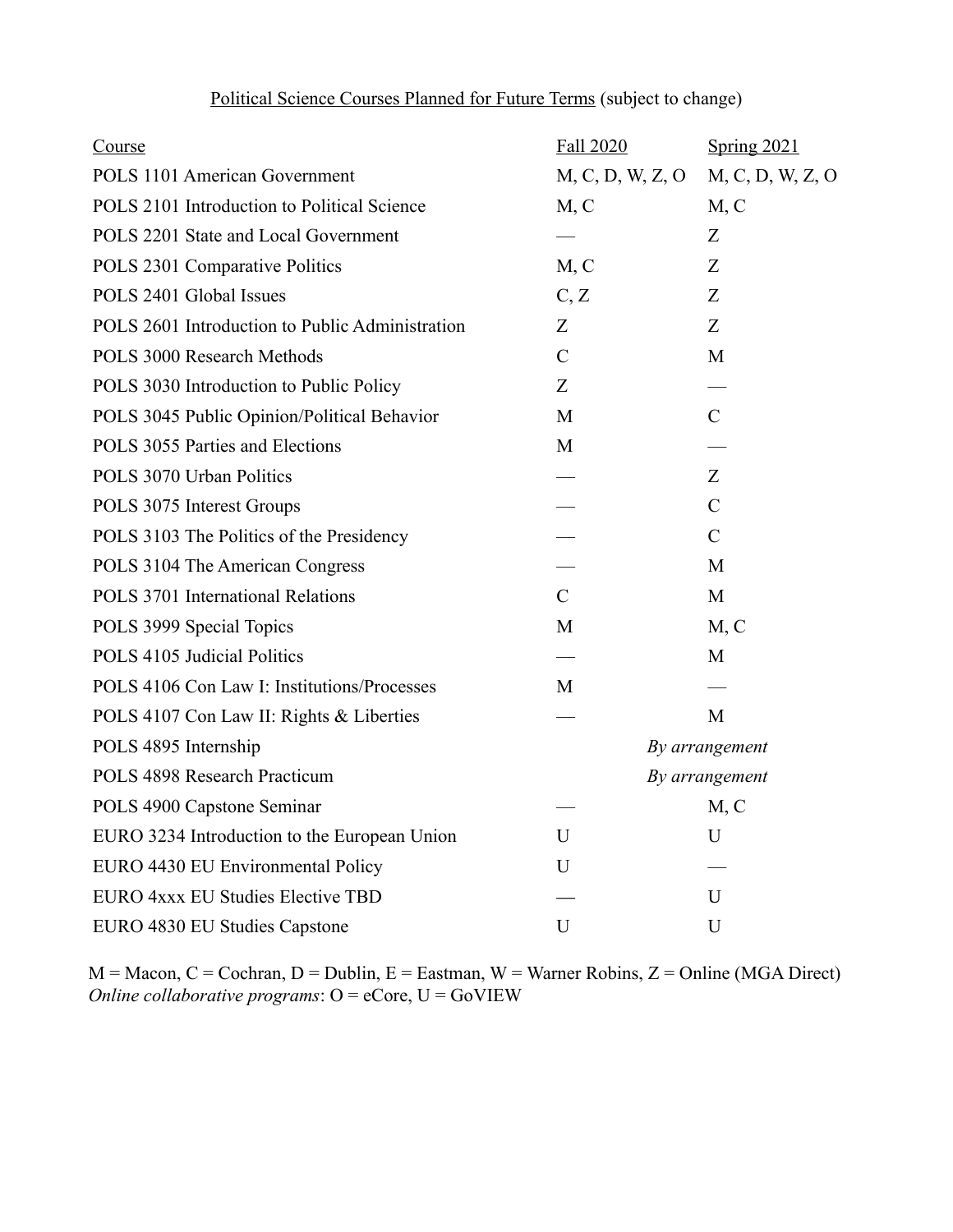Political Science Courses Planned for Future Terms (subject to change)

| Course | Fall 2020 | Spring 2021 |
|---|---|---|
| POLS 1101 American Government | M, C, D, W, Z, O | M, C, D, W, Z, O |
| POLS 2101 Introduction to Political Science | M, C | M, C |
| POLS 2201 State and Local Government | — | Z |
| POLS 2301 Comparative Politics | M, C | Z |
| POLS 2401 Global Issues | C, Z | Z |
| POLS 2601 Introduction to Public Administration | Z | Z |
| POLS 3000 Research Methods | C | M |
| POLS 3030 Introduction to Public Policy | Z | — |
| POLS 3045 Public Opinion/Political Behavior | M | C |
| POLS 3055 Parties and Elections | M | — |
| POLS 3070 Urban Politics | — | Z |
| POLS 3075 Interest Groups | — | C |
| POLS 3103 The Politics of the Presidency | — | C |
| POLS 3104 The American Congress | — | M |
| POLS 3701 International Relations | C | M |
| POLS 3999 Special Topics | M | M, C |
| POLS 4105 Judicial Politics | — | M |
| POLS 4106 Con Law I: Institutions/Processes | M | — |
| POLS 4107 Con Law II: Rights & Liberties | — | M |
| POLS 4895 Internship | *By arrangement* | |
| POLS 4898 Research Practicum | *By arrangement* | |
| POLS 4900 Capstone Seminar | — | M, C |
| EURO 3234 Introduction to the European Union | U | U |
| EURO 4430 EU Environmental Policy | U | — |
| EURO 4xxx EU Studies Elective TBD | — | U |
| EURO 4830 EU Studies Capstone | U | U |

M = Macon, C = Cochran, D = Dublin, E = Eastman, W = Warner Robins, Z = Online (MGA Direct)
*Online collaborative programs*: O = eCore, U = GoVIEW